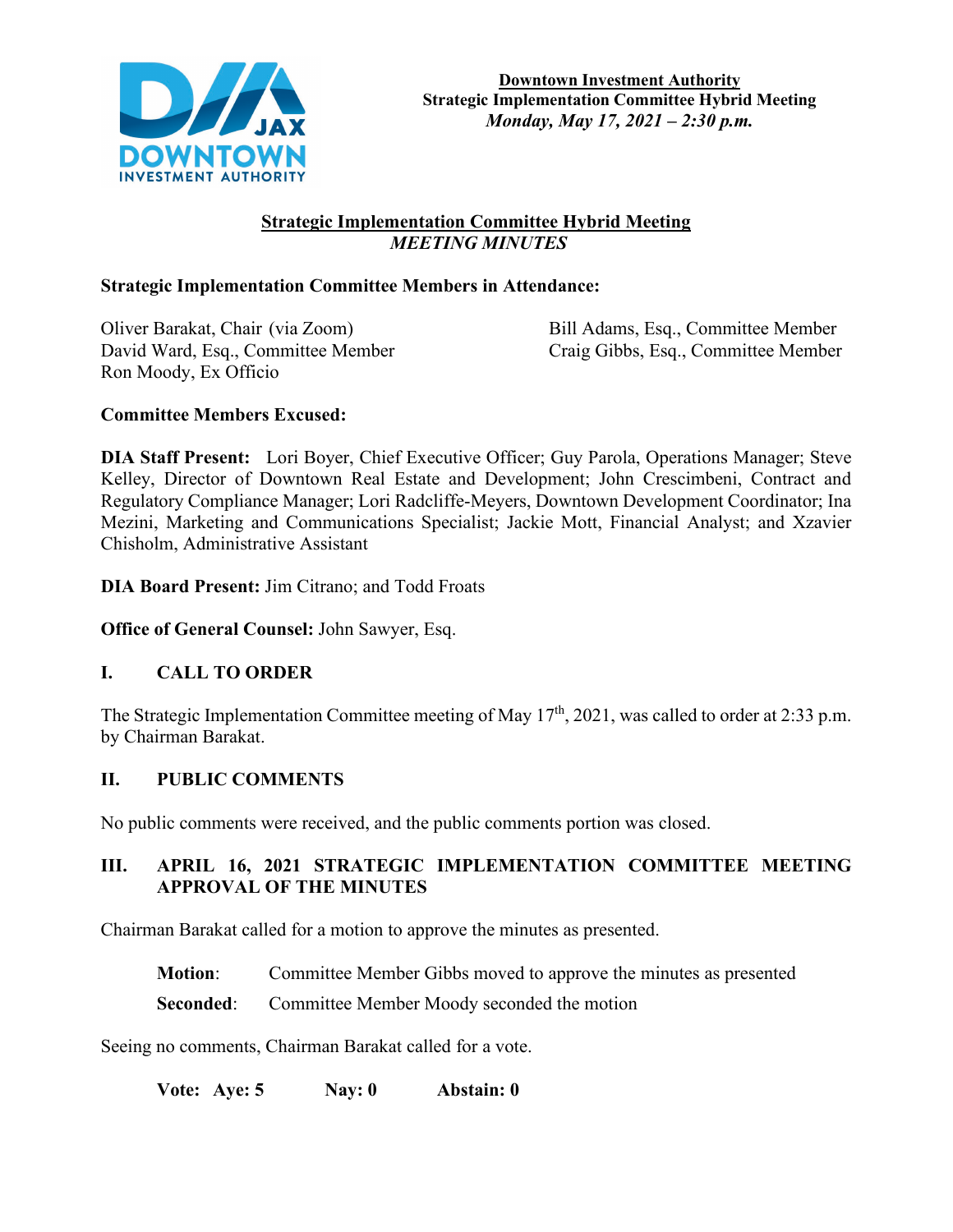**Downtown Investment Authority**
**Strategic Implementation Committee Hybrid Meeting**
***Monday, May 17, 2021 – 2:30 p.m.***

## Strategic Implementation Committee Hybrid Meeting
### *MEETING MINUTES*

**Strategic Implementation Committee Members in Attendance:**

Oliver Barakat, Chair (via Zoom)
David Ward, Esq., Committee Member
Ron Moody, Ex Officio
Bill Adams, Esq., Committee Member
Craig Gibbs, Esq., Committee Member

**Committee Members Excused:**

**DIA Staff Present:** Lori Boyer, Chief Executive Officer; Guy Parola, Operations Manager; Steve Kelley, Director of Downtown Real Estate and Development; John Crescimbeni, Contract and Regulatory Compliance Manager; Lori Radcliffe-Meyers, Downtown Development Coordinator; Ina Mezini, Marketing and Communications Specialist; Jackie Mott, Financial Analyst; and Xzavier Chisholm, Administrative Assistant

**DIA Board Present:** Jim Citrano; and Todd Froats

**Office of General Counsel:** John Sawyer, Esq.

## I. CALL TO ORDER

The Strategic Implementation Committee meeting of May 17th, 2021, was called to order at 2:33 p.m. by Chairman Barakat.

## II. PUBLIC COMMENTS

No public comments were received, and the public comments portion was closed.

## III. APRIL 16, 2021 STRATEGIC IMPLEMENTATION COMMITTEE MEETING APPROVAL OF THE MINUTES

Chairman Barakat called for a motion to approve the minutes as presented.

**Motion**: Committee Member Gibbs moved to approve the minutes as presented

**Seconded**: Committee Member Moody seconded the motion

Seeing no comments, Chairman Barakat called for a vote.

**Vote: Aye: 5 Nay: 0 Abstain: 0**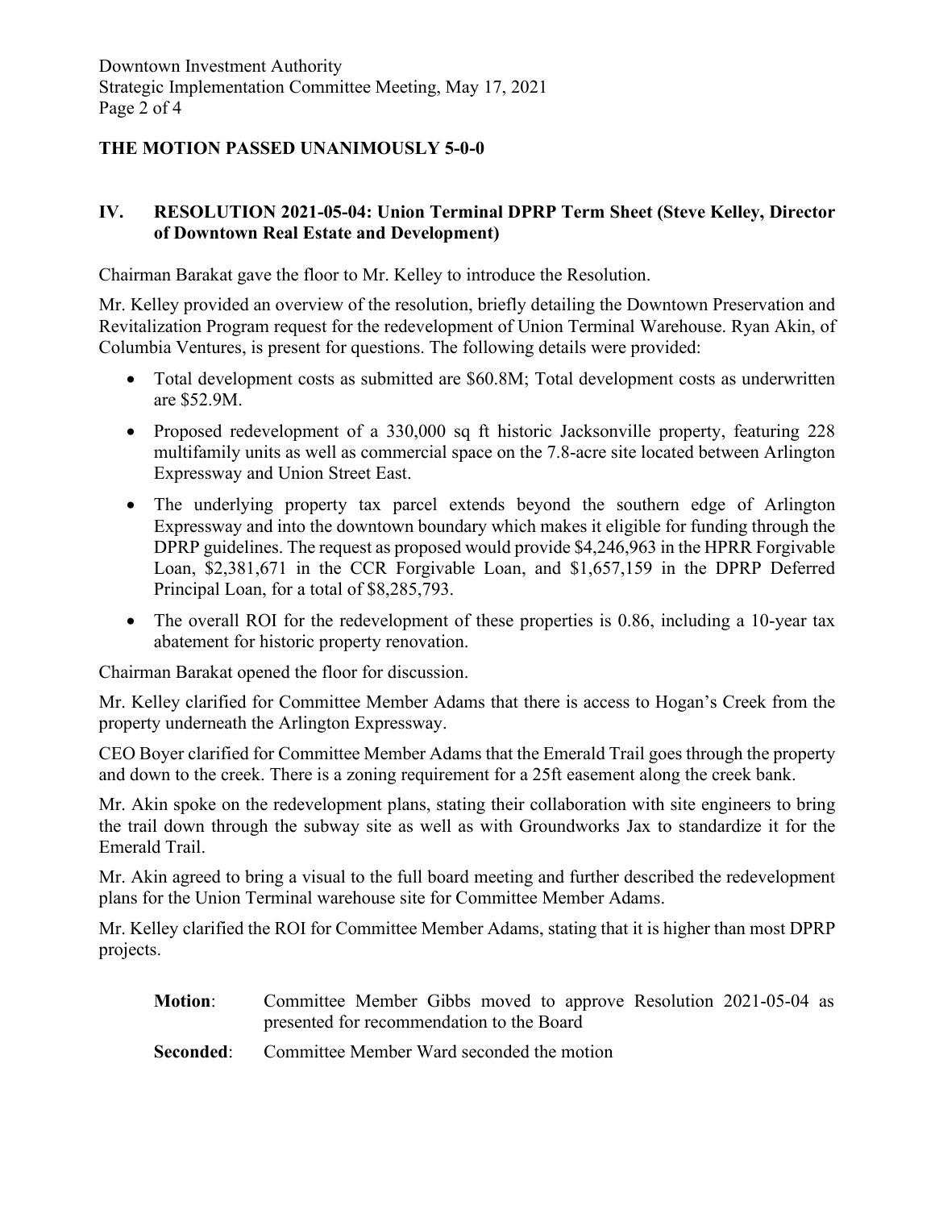**THE MOTION PASSED UNANIMOUSLY 5-0-0**

## IV. RESOLUTION 2021-05-04: Union Terminal DPRP Term Sheet (Steve Kelley, Director of Downtown Real Estate and Development)

Chairman Barakat gave the floor to Mr. Kelley to introduce the Resolution.

Mr. Kelley provided an overview of the resolution, briefly detailing the Downtown Preservation and Revitalization Program request for the redevelopment of Union Terminal Warehouse. Ryan Akin, of Columbia Ventures, is present for questions. The following details were provided:

- Total development costs as submitted are $60.8M; Total development costs as underwritten are $52.9M.
- Proposed redevelopment of a 330,000 sq ft historic Jacksonville property, featuring 228 multifamily units as well as commercial space on the 7.8-acre site located between Arlington Expressway and Union Street East.
- The underlying property tax parcel extends beyond the southern edge of Arlington Expressway and into the downtown boundary which makes it eligible for funding through the DPRP guidelines. The request as proposed would provide $4,246,963 in the HPRR Forgivable Loan, $2,381,671 in the CCR Forgivable Loan, and $1,657,159 in the DPRP Deferred Principal Loan, for a total of $8,285,793.
- The overall ROI for the redevelopment of these properties is 0.86, including a 10-year tax abatement for historic property renovation.

Chairman Barakat opened the floor for discussion.

Mr. Kelley clarified for Committee Member Adams that there is access to Hogan's Creek from the property underneath the Arlington Expressway.

CEO Boyer clarified for Committee Member Adams that the Emerald Trail goes through the property and down to the creek. There is a zoning requirement for a 25ft easement along the creek bank.

Mr. Akin spoke on the redevelopment plans, stating their collaboration with site engineers to bring the trail down through the subway site as well as with Groundworks Jax to standardize it for the Emerald Trail.

Mr. Akin agreed to bring a visual to the full board meeting and further described the redevelopment plans for the Union Terminal warehouse site for Committee Member Adams.

Mr. Kelley clarified the ROI for Committee Member Adams, stating that it is higher than most DPRP projects.

**Motion**: Committee Member Gibbs moved to approve Resolution 2021-05-04 as presented for recommendation to the Board

**Seconded**: Committee Member Ward seconded the motion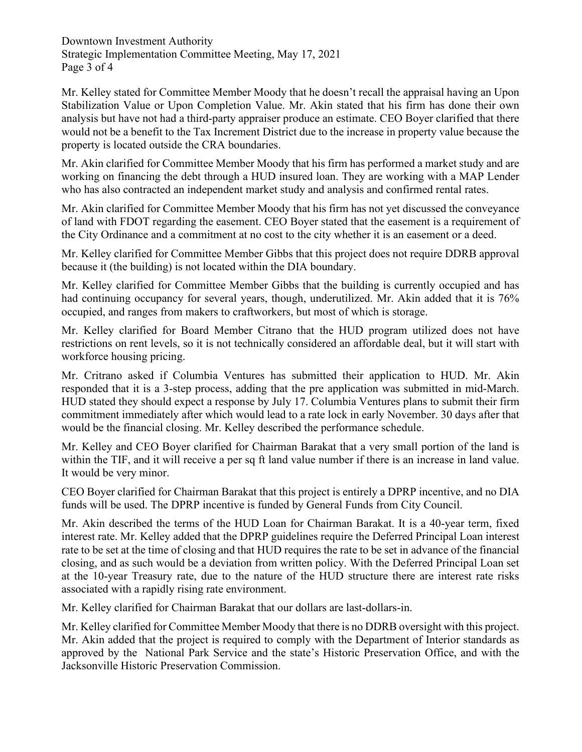Mr. Kelley stated for Committee Member Moody that he doesn't recall the appraisal having an Upon Stabilization Value or Upon Completion Value. Mr. Akin stated that his firm has done their own analysis but have not had a third-party appraiser produce an estimate. CEO Boyer clarified that there would not be a benefit to the Tax Increment District due to the increase in property value because the property is located outside the CRA boundaries.

Mr. Akin clarified for Committee Member Moody that his firm has performed a market study and are working on financing the debt through a HUD insured loan. They are working with a MAP Lender who has also contracted an independent market study and analysis and confirmed rental rates.

Mr. Akin clarified for Committee Member Moody that his firm has not yet discussed the conveyance of land with FDOT regarding the easement. CEO Boyer stated that the easement is a requirement of the City Ordinance and a commitment at no cost to the city whether it is an easement or a deed.

Mr. Kelley clarified for Committee Member Gibbs that this project does not require DDRB approval because it (the building) is not located within the DIA boundary.

Mr. Kelley clarified for Committee Member Gibbs that the building is currently occupied and has had continuing occupancy for several years, though, underutilized. Mr. Akin added that it is 76% occupied, and ranges from makers to craftworkers, but most of which is storage.

Mr. Kelley clarified for Board Member Citrano that the HUD program utilized does not have restrictions on rent levels, so it is not technically considered an affordable deal, but it will start with workforce housing pricing.

Mr. Critrano asked if Columbia Ventures has submitted their application to HUD. Mr. Akin responded that it is a 3-step process, adding that the pre application was submitted in mid-March. HUD stated they should expect a response by July 17. Columbia Ventures plans to submit their firm commitment immediately after which would lead to a rate lock in early November. 30 days after that would be the financial closing. Mr. Kelley described the performance schedule.

Mr. Kelley and CEO Boyer clarified for Chairman Barakat that a very small portion of the land is within the TIF, and it will receive a per sq ft land value number if there is an increase in land value. It would be very minor.

CEO Boyer clarified for Chairman Barakat that this project is entirely a DPRP incentive, and no DIA funds will be used. The DPRP incentive is funded by General Funds from City Council.

Mr. Akin described the terms of the HUD Loan for Chairman Barakat. It is a 40-year term, fixed interest rate. Mr. Kelley added that the DPRP guidelines require the Deferred Principal Loan interest rate to be set at the time of closing and that HUD requires the rate to be set in advance of the financial closing, and as such would be a deviation from written policy. With the Deferred Principal Loan set at the 10-year Treasury rate, due to the nature of the HUD structure there are interest rate risks associated with a rapidly rising rate environment.

Mr. Kelley clarified for Chairman Barakat that our dollars are last-dollars-in.

Mr. Kelley clarified for Committee Member Moody that there is no DDRB oversight with this project. Mr. Akin added that the project is required to comply with the Department of Interior standards as approved by the National Park Service and the state's Historic Preservation Office, and with the Jacksonville Historic Preservation Commission.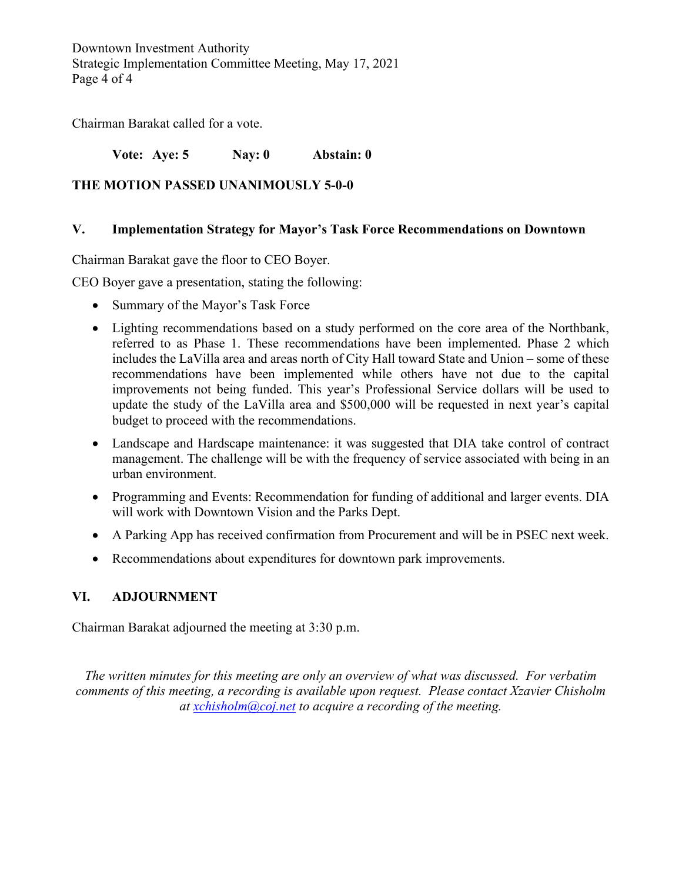Chairman Barakat called for a vote.

**Vote: Aye: 5 Nay: 0 Abstain: 0**

**THE MOTION PASSED UNANIMOUSLY 5-0-0**

## V. Implementation Strategy for Mayor's Task Force Recommendations on Downtown

Chairman Barakat gave the floor to CEO Boyer.

CEO Boyer gave a presentation, stating the following:

- Summary of the Mayor's Task Force
- Lighting recommendations based on a study performed on the core area of the Northbank, referred to as Phase 1. These recommendations have been implemented. Phase 2 which includes the LaVilla area and areas north of City Hall toward State and Union – some of these recommendations have been implemented while others have not due to the capital improvements not being funded. This year's Professional Service dollars will be used to update the study of the LaVilla area and $500,000 will be requested in next year's capital budget to proceed with the recommendations.
- Landscape and Hardscape maintenance: it was suggested that DIA take control of contract management. The challenge will be with the frequency of service associated with being in an urban environment.
- Programming and Events: Recommendation for funding of additional and larger events. DIA will work with Downtown Vision and the Parks Dept.
- A Parking App has received confirmation from Procurement and will be in PSEC next week.
- Recommendations about expenditures for downtown park improvements.

## VI. ADJOURNMENT

Chairman Barakat adjourned the meeting at 3:30 p.m.

*The written minutes for this meeting are only an overview of what was discussed. For verbatim comments of this meeting, a recording is available upon request. Please contact Xzavier Chisholm at [xchisholm@coj.net](mailto:xchisholm@coj.net) to acquire a recording of the meeting.*